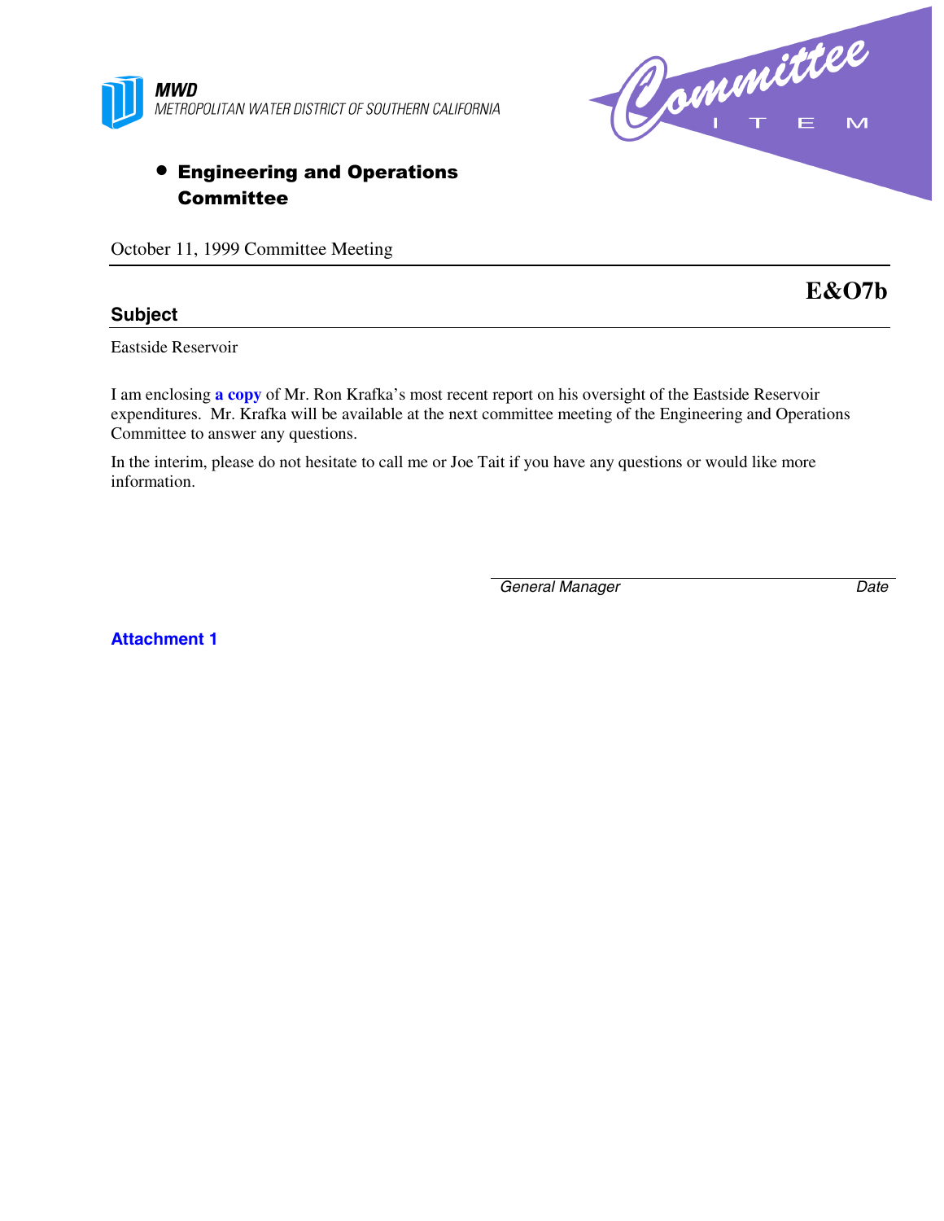**MWD**
METROPOLITAN WATER DISTRICT OF SOUTHERN CALIFORNIA

Committee ITEM

- **Engineering and Operations Committee**

October 11, 1999 Committee Meeting

**E&O7b**

### Subject

Eastside Reservoir

I am enclosing **a copy** of Mr. Ron Krafka's most recent report on his oversight of the Eastside Reservoir expenditures. Mr. Krafka will be available at the next committee meeting of the Engineering and Operations Committee to answer any questions.

In the interim, please do not hesitate to call me or Joe Tait if you have any questions or would like more information.

*General Manager* *Date*

**Attachment 1**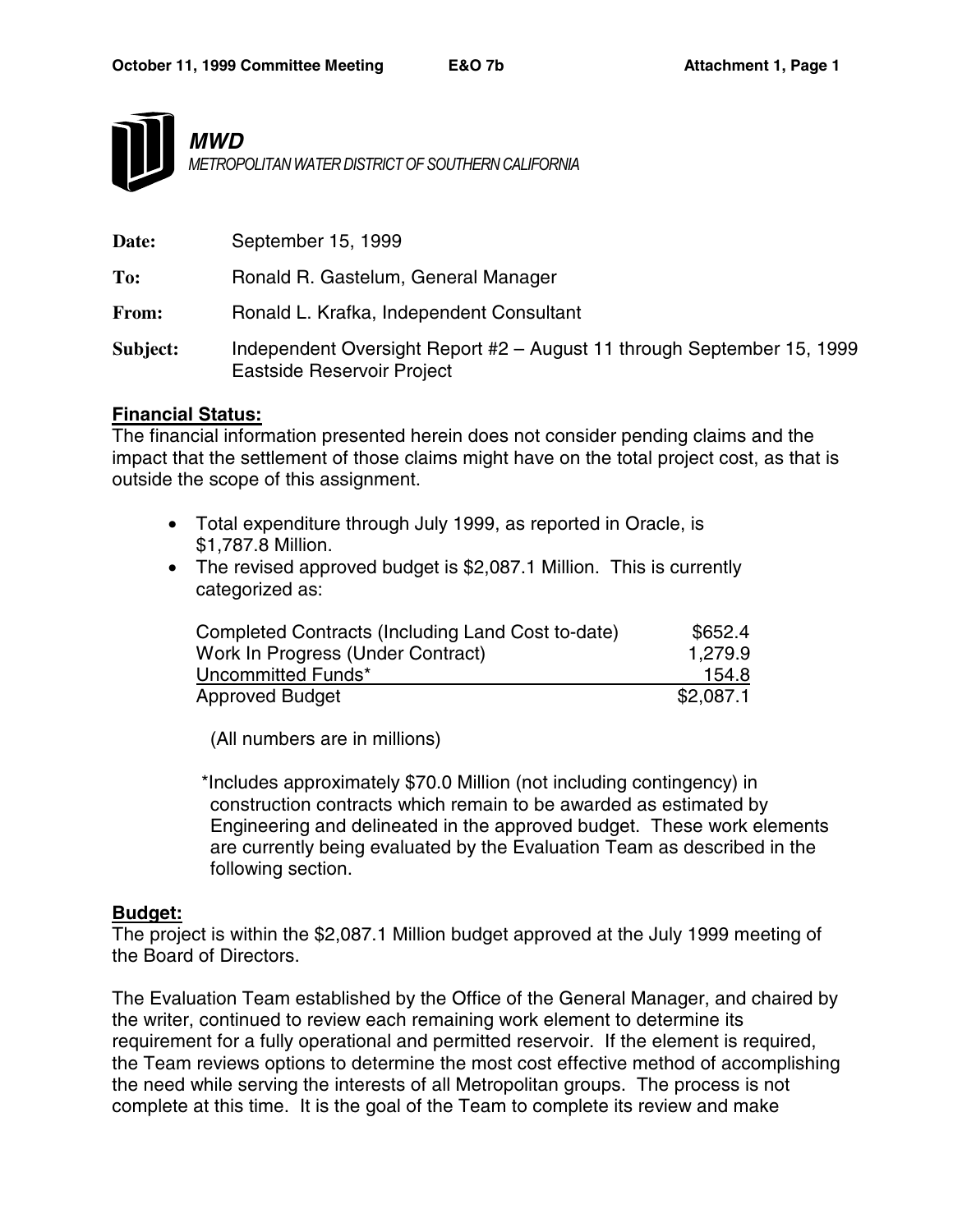**MWD**

*METROPOLITAN WATER DISTRICT OF SOUTHERN CALIFORNIA*

**Date:** September 15, 1999

**To:** Ronald R. Gastelum, General Manager

**From:** Ronald L. Krafka, Independent Consultant

**Subject:** Independent Oversight Report #2 – August 11 through September 15, 1999 Eastside Reservoir Project

**Financial Status:**

The financial information presented herein does not consider pending claims and the impact that the settlement of those claims might have on the total project cost, as that is outside the scope of this assignment.

- Total expenditure through July 1999, as reported in Oracle, is $1,787.8 Million.
- The revised approved budget is $2,087.1 Million. This is currently categorized as:

| | |
|---|---|
| Completed Contracts (Including Land Cost to-date) | $652.4 |
| Work In Progress (Under Contract) | 1,279.9 |
| Uncommitted Funds* | 154.8 |
| Approved Budget | $2,087.1 |

(All numbers are in millions)

*Includes approximately $70.0 Million (not including contingency) in construction contracts which remain to be awarded as estimated by Engineering and delineated in the approved budget. These work elements are currently being evaluated by the Evaluation Team as described in the following section.

**Budget:**

The project is within the $2,087.1 Million budget approved at the July 1999 meeting of the Board of Directors.

The Evaluation Team established by the Office of the General Manager, and chaired by the writer, continued to review each remaining work element to determine its requirement for a fully operational and permitted reservoir. If the element is required, the Team reviews options to determine the most cost effective method of accomplishing the need while serving the interests of all Metropolitan groups. The process is not complete at this time. It is the goal of the Team to complete its review and make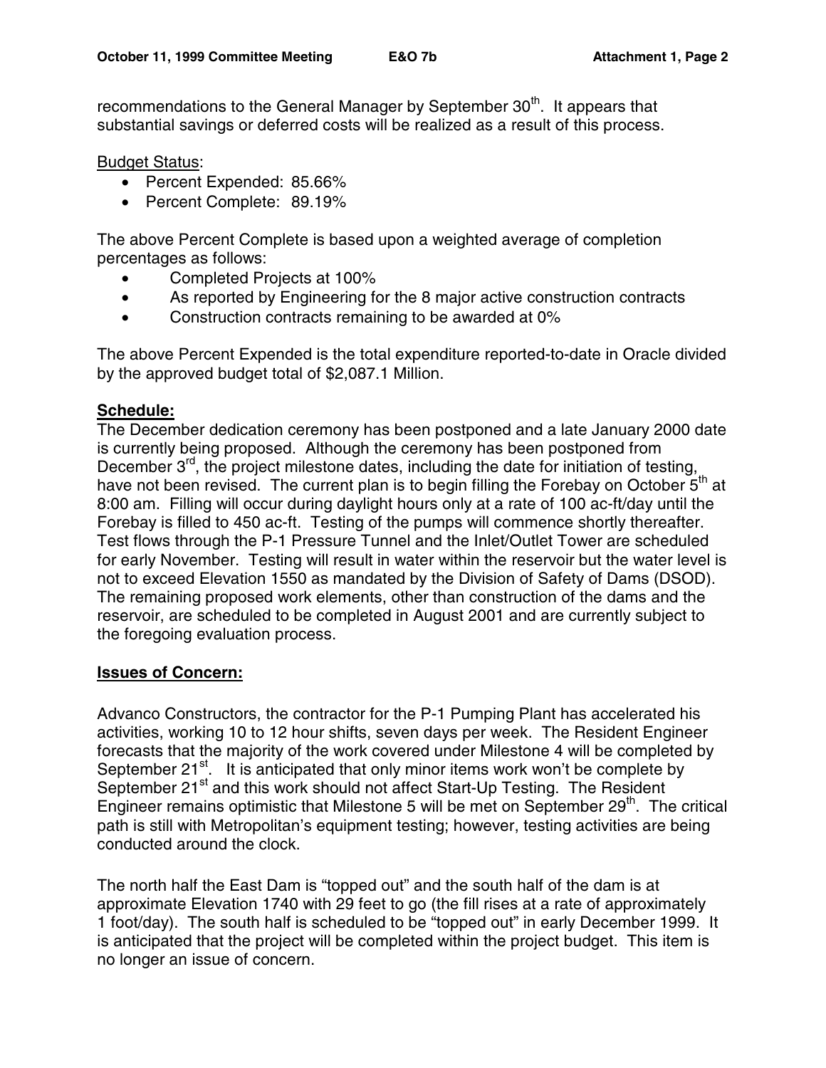recommendations to the General Manager by September 30th. It appears that substantial savings or deferred costs will be realized as a result of this process.

Budget Status:

- Percent Expended: 85.66%
- Percent Complete: 89.19%

The above Percent Complete is based upon a weighted average of completion percentages as follows:

- Completed Projects at 100%
- As reported by Engineering for the 8 major active construction contracts
- Construction contracts remaining to be awarded at 0%

The above Percent Expended is the total expenditure reported-to-date in Oracle divided by the approved budget total of $2,087.1 Million.

**Schedule:**

The December dedication ceremony has been postponed and a late January 2000 date is currently being proposed. Although the ceremony has been postponed from December 3rd, the project milestone dates, including the date for initiation of testing, have not been revised. The current plan is to begin filling the Forebay on October 5th at 8:00 am. Filling will occur during daylight hours only at a rate of 100 ac-ft/day until the Forebay is filled to 450 ac-ft. Testing of the pumps will commence shortly thereafter. Test flows through the P-1 Pressure Tunnel and the Inlet/Outlet Tower are scheduled for early November. Testing will result in water within the reservoir but the water level is not to exceed Elevation 1550 as mandated by the Division of Safety of Dams (DSOD). The remaining proposed work elements, other than construction of the dams and the reservoir, are scheduled to be completed in August 2001 and are currently subject to the foregoing evaluation process.

**Issues of Concern:**

Advanco Constructors, the contractor for the P-1 Pumping Plant has accelerated his activities, working 10 to 12 hour shifts, seven days per week. The Resident Engineer forecasts that the majority of the work covered under Milestone 4 will be completed by September 21st. It is anticipated that only minor items work won't be complete by September 21st and this work should not affect Start-Up Testing. The Resident Engineer remains optimistic that Milestone 5 will be met on September 29th. The critical path is still with Metropolitan's equipment testing; however, testing activities are being conducted around the clock.

The north half the East Dam is "topped out" and the south half of the dam is at approximate Elevation 1740 with 29 feet to go (the fill rises at a rate of approximately 1 foot/day). The south half is scheduled to be "topped out" in early December 1999. It is anticipated that the project will be completed within the project budget. This item is no longer an issue of concern.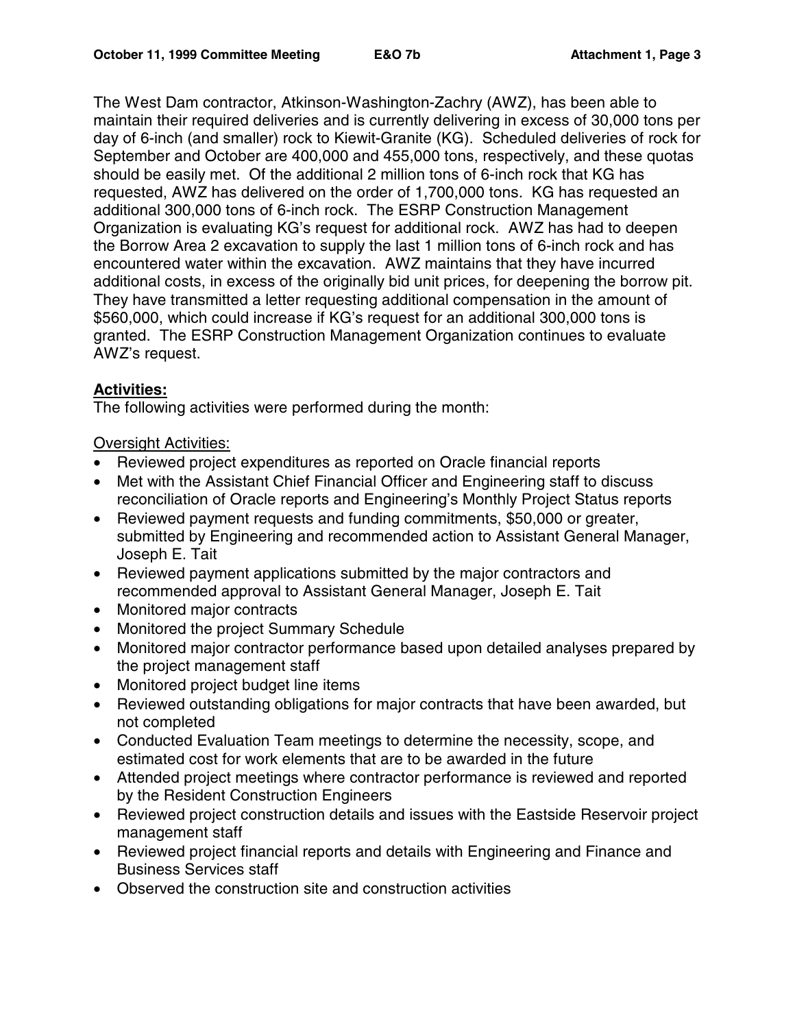The West Dam contractor, Atkinson-Washington-Zachry (AWZ), has been able to maintain their required deliveries and is currently delivering in excess of 30,000 tons per day of 6-inch (and smaller) rock to Kiewit-Granite (KG). Scheduled deliveries of rock for September and October are 400,000 and 455,000 tons, respectively, and these quotas should be easily met. Of the additional 2 million tons of 6-inch rock that KG has requested, AWZ has delivered on the order of 1,700,000 tons. KG has requested an additional 300,000 tons of 6-inch rock. The ESRP Construction Management Organization is evaluating KG's request for additional rock. AWZ has had to deepen the Borrow Area 2 excavation to supply the last 1 million tons of 6-inch rock and has encountered water within the excavation. AWZ maintains that they have incurred additional costs, in excess of the originally bid unit prices, for deepening the borrow pit. They have transmitted a letter requesting additional compensation in the amount of $560,000, which could increase if KG's request for an additional 300,000 tons is granted. The ESRP Construction Management Organization continues to evaluate AWZ's request.

## Activities:

The following activities were performed during the month:

Oversight Activities:

- Reviewed project expenditures as reported on Oracle financial reports
- Met with the Assistant Chief Financial Officer and Engineering staff to discuss reconciliation of Oracle reports and Engineering's Monthly Project Status reports
- Reviewed payment requests and funding commitments, $50,000 or greater, submitted by Engineering and recommended action to Assistant General Manager, Joseph E. Tait
- Reviewed payment applications submitted by the major contractors and recommended approval to Assistant General Manager, Joseph E. Tait
- Monitored major contracts
- Monitored the project Summary Schedule
- Monitored major contractor performance based upon detailed analyses prepared by the project management staff
- Monitored project budget line items
- Reviewed outstanding obligations for major contracts that have been awarded, but not completed
- Conducted Evaluation Team meetings to determine the necessity, scope, and estimated cost for work elements that are to be awarded in the future
- Attended project meetings where contractor performance is reviewed and reported by the Resident Construction Engineers
- Reviewed project construction details and issues with the Eastside Reservoir project management staff
- Reviewed project financial reports and details with Engineering and Finance and Business Services staff
- Observed the construction site and construction activities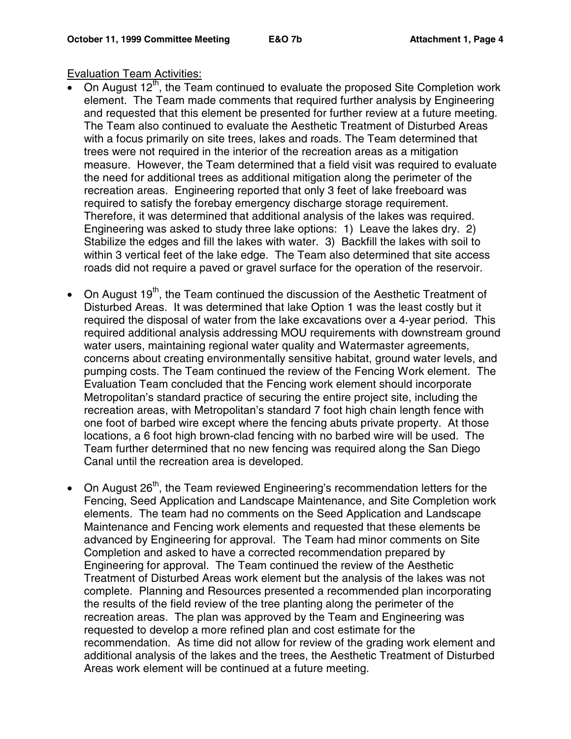Evaluation Team Activities:

- On August 12th, the Team continued to evaluate the proposed Site Completion work element. The Team made comments that required further analysis by Engineering and requested that this element be presented for further review at a future meeting. The Team also continued to evaluate the Aesthetic Treatment of Disturbed Areas with a focus primarily on site trees, lakes and roads. The Team determined that trees were not required in the interior of the recreation areas as a mitigation measure. However, the Team determined that a field visit was required to evaluate the need for additional trees as additional mitigation along the perimeter of the recreation areas. Engineering reported that only 3 feet of lake freeboard was required to satisfy the forebay emergency discharge storage requirement. Therefore, it was determined that additional analysis of the lakes was required. Engineering was asked to study three lake options: 1) Leave the lakes dry. 2) Stabilize the edges and fill the lakes with water. 3) Backfill the lakes with soil to within 3 vertical feet of the lake edge. The Team also determined that site access roads did not require a paved or gravel surface for the operation of the reservoir.

- On August 19th, the Team continued the discussion of the Aesthetic Treatment of Disturbed Areas. It was determined that lake Option 1 was the least costly but it required the disposal of water from the lake excavations over a 4-year period. This required additional analysis addressing MOU requirements with downstream ground water users, maintaining regional water quality and Watermaster agreements, concerns about creating environmentally sensitive habitat, ground water levels, and pumping costs. The Team continued the review of the Fencing Work element. The Evaluation Team concluded that the Fencing work element should incorporate Metropolitan's standard practice of securing the entire project site, including the recreation areas, with Metropolitan's standard 7 foot high chain length fence with one foot of barbed wire except where the fencing abuts private property. At those locations, a 6 foot high brown-clad fencing with no barbed wire will be used. The Team further determined that no new fencing was required along the San Diego Canal until the recreation area is developed.

- On August 26th, the Team reviewed Engineering's recommendation letters for the Fencing, Seed Application and Landscape Maintenance, and Site Completion work elements. The team had no comments on the Seed Application and Landscape Maintenance and Fencing work elements and requested that these elements be advanced by Engineering for approval. The Team had minor comments on Site Completion and asked to have a corrected recommendation prepared by Engineering for approval. The Team continued the review of the Aesthetic Treatment of Disturbed Areas work element but the analysis of the lakes was not complete. Planning and Resources presented a recommended plan incorporating the results of the field review of the tree planting along the perimeter of the recreation areas. The plan was approved by the Team and Engineering was requested to develop a more refined plan and cost estimate for the recommendation. As time did not allow for review of the grading work element and additional analysis of the lakes and the trees, the Aesthetic Treatment of Disturbed Areas work element will be continued at a future meeting.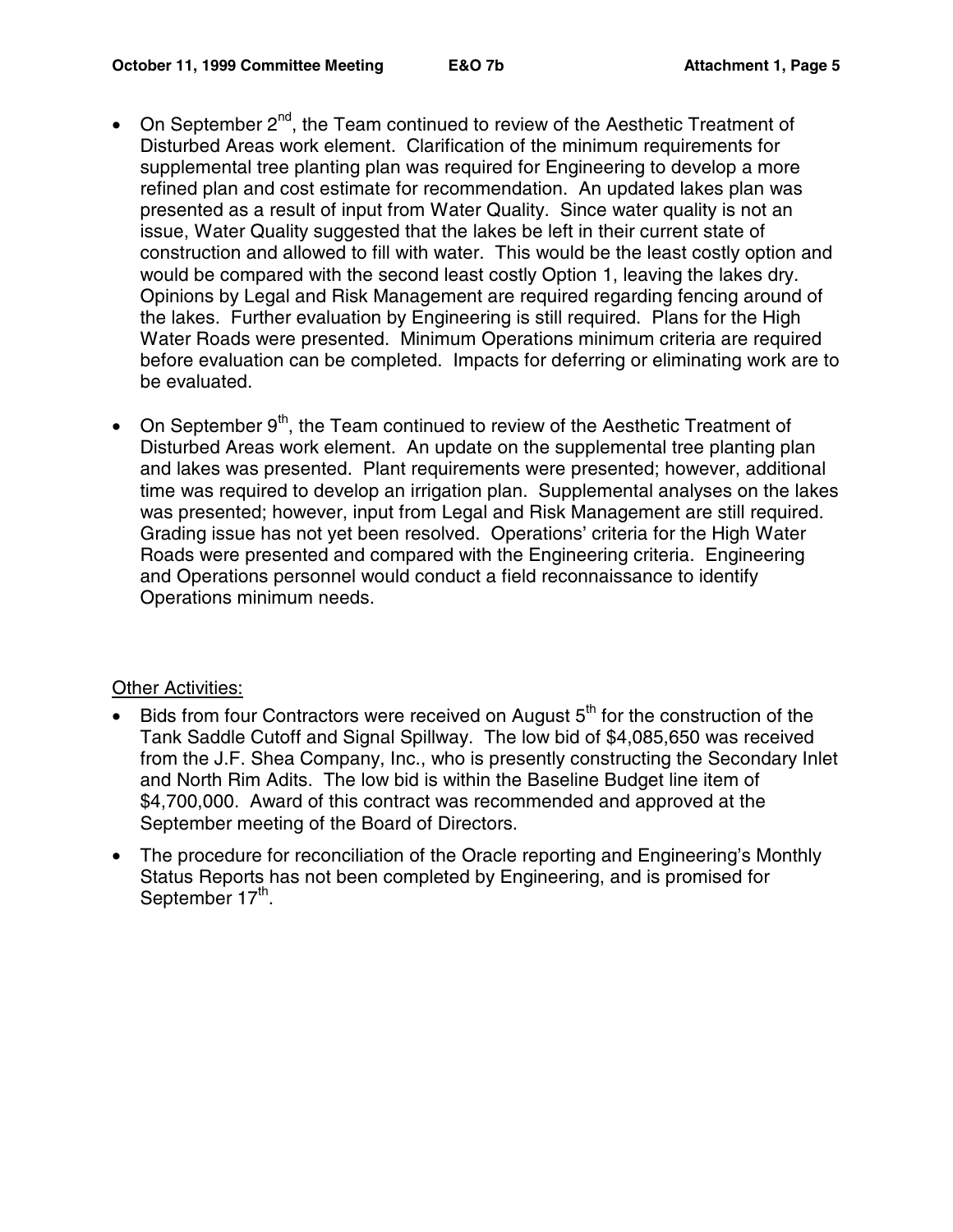- On September 2nd, the Team continued to review of the Aesthetic Treatment of Disturbed Areas work element. Clarification of the minimum requirements for supplemental tree planting plan was required for Engineering to develop a more refined plan and cost estimate for recommendation. An updated lakes plan was presented as a result of input from Water Quality. Since water quality is not an issue, Water Quality suggested that the lakes be left in their current state of construction and allowed to fill with water. This would be the least costly option and would be compared with the second least costly Option 1, leaving the lakes dry. Opinions by Legal and Risk Management are required regarding fencing around of the lakes. Further evaluation by Engineering is still required. Plans for the High Water Roads were presented. Minimum Operations minimum criteria are required before evaluation can be completed. Impacts for deferring or eliminating work are to be evaluated.

- On September 9th, the Team continued to review of the Aesthetic Treatment of Disturbed Areas work element. An update on the supplemental tree planting plan and lakes was presented. Plant requirements were presented; however, additional time was required to develop an irrigation plan. Supplemental analyses on the lakes was presented; however, input from Legal and Risk Management are still required. Grading issue has not yet been resolved. Operations' criteria for the High Water Roads were presented and compared with the Engineering criteria. Engineering and Operations personnel would conduct a field reconnaissance to identify Operations minimum needs.

<u>Other Activities:</u>

- Bids from four Contractors were received on August 5th for the construction of the Tank Saddle Cutoff and Signal Spillway. The low bid of $4,085,650 was received from the J.F. Shea Company, Inc., who is presently constructing the Secondary Inlet and North Rim Adits. The low bid is within the Baseline Budget line item of $4,700,000. Award of this contract was recommended and approved at the September meeting of the Board of Directors.

- The procedure for reconciliation of the Oracle reporting and Engineering's Monthly Status Reports has not been completed by Engineering, and is promised for September 17th.